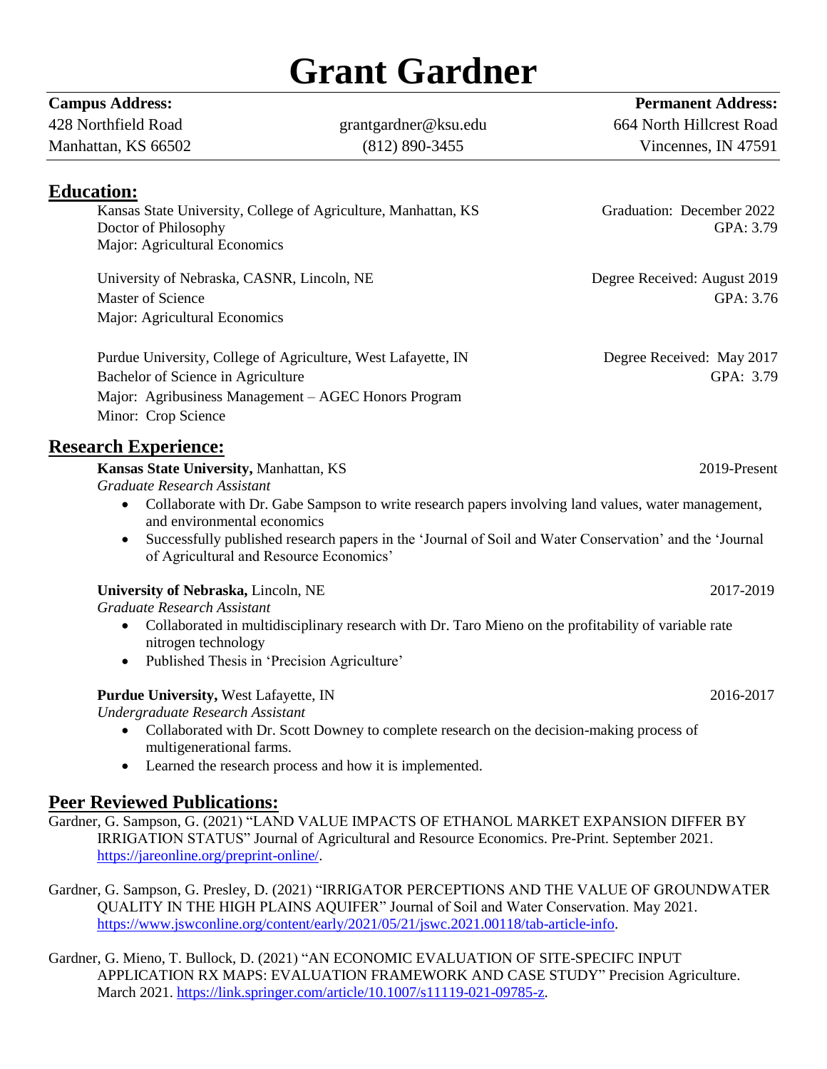# Grant Gardner

**Campus Address:**
428 Northfield Road
Manhattan, KS 66502

grantgardner@ksu.edu
(812) 890-3455

**Permanent Address:**
664 North Hillcrest Road
Vincennes, IN 47591

## Education:

Kansas State University, College of Agriculture, Manhattan, KS — Graduation: December 2022
Doctor of Philosophy — GPA: 3.79
Major: Agricultural Economics

University of Nebraska, CASNR, Lincoln, NE — Degree Received: August 2019
Master of Science — GPA: 3.76
Major: Agricultural Economics

Purdue University, College of Agriculture, West Lafayette, IN — Degree Received: May 2017
Bachelor of Science in Agriculture — GPA: 3.79
Major: Agribusiness Management – AGEC Honors Program
Minor: Crop Science

## Research Experience:

**Kansas State University,** Manhattan, KS — 2019-Present
*Graduate Research Assistant*

- Collaborate with Dr. Gabe Sampson to write research papers involving land values, water management, and environmental economics
- Successfully published research papers in the 'Journal of Soil and Water Conservation' and the 'Journal of Agricultural and Resource Economics'

**University of Nebraska,** Lincoln, NE — 2017-2019
*Graduate Research Assistant*

- Collaborated in multidisciplinary research with Dr. Taro Mieno on the profitability of variable rate nitrogen technology
- Published Thesis in 'Precision Agriculture'

**Purdue University,** West Lafayette, IN — 2016-2017
*Undergraduate Research Assistant*

- Collaborated with Dr. Scott Downey to complete research on the decision-making process of multigenerational farms.
- Learned the research process and how it is implemented.

## Peer Reviewed Publications:

Gardner, G. Sampson, G. (2021) "LAND VALUE IMPACTS OF ETHANOL MARKET EXPANSION DIFFER BY IRRIGATION STATUS" Journal of Agricultural and Resource Economics. Pre-Print. September 2021. https://jareonline.org/preprint-online/.

Gardner, G. Sampson, G. Presley, D. (2021) "IRRIGATOR PERCEPTIONS AND THE VALUE OF GROUNDWATER QUALITY IN THE HIGH PLAINS AQUIFER" Journal of Soil and Water Conservation. May 2021. https://www.jswconline.org/content/early/2021/05/21/jswc.2021.00118/tab-article-info.

Gardner, G. Mieno, T. Bullock, D. (2021) "AN ECONOMIC EVALUATION OF SITE-SPECIFC INPUT APPLICATION RX MAPS: EVALUATION FRAMEWORK AND CASE STUDY" Precision Agriculture. March 2021. https://link.springer.com/article/10.1007/s11119-021-09785-z.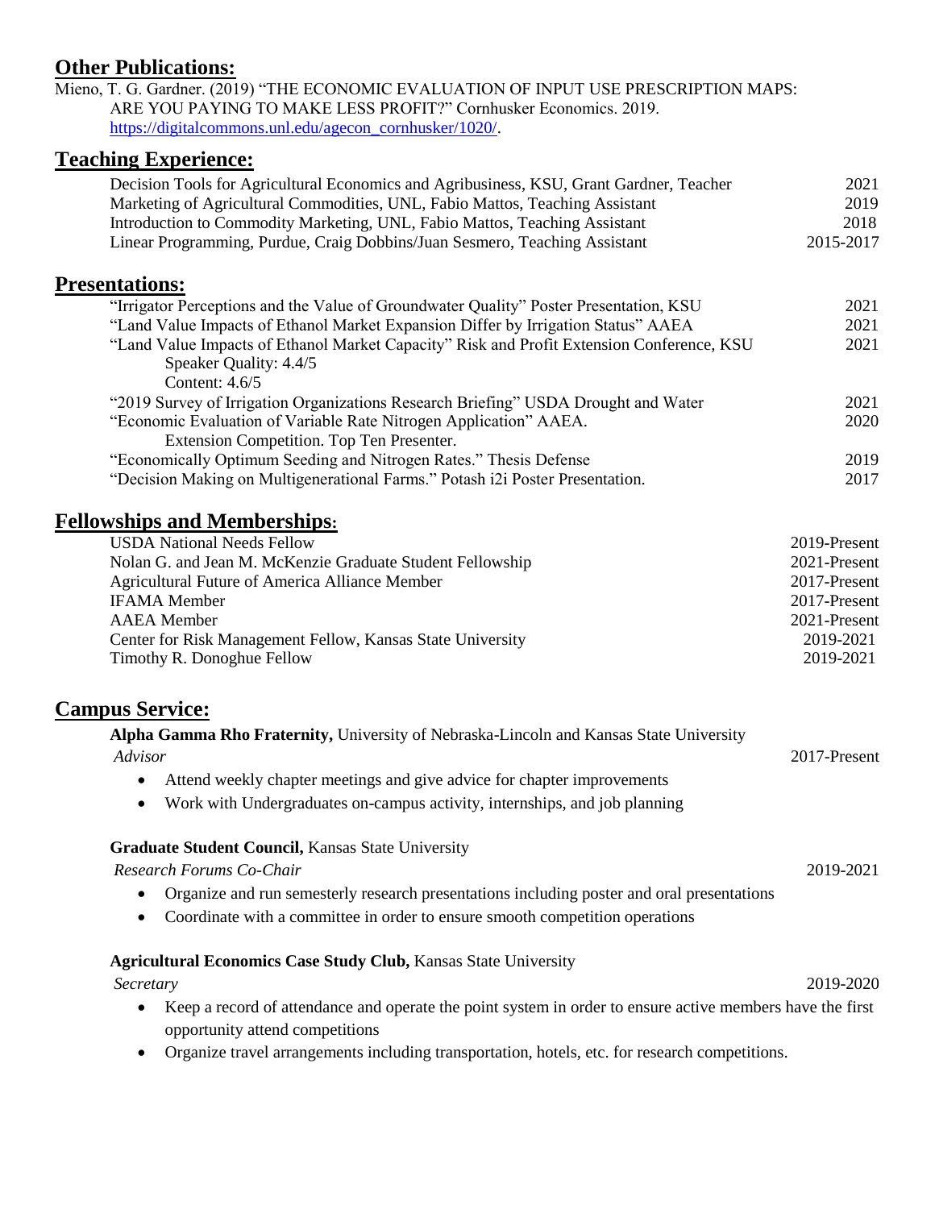## Other Publications:

Mieno, T. G. Gardner. (2019) "THE ECONOMIC EVALUATION OF INPUT USE PRESCRIPTION MAPS: ARE YOU PAYING TO MAKE LESS PROFIT?" Cornhusker Economics. 2019. https://digitalcommons.unl.edu/agecon_cornhusker/1020/.

## Teaching Experience:

| | |
|---|---|
| Decision Tools for Agricultural Economics and Agribusiness, KSU, Grant Gardner, Teacher | 2021 |
| Marketing of Agricultural Commodities, UNL, Fabio Mattos, Teaching Assistant | 2019 |
| Introduction to Commodity Marketing, UNL, Fabio Mattos, Teaching Assistant | 2018 |
| Linear Programming, Purdue, Craig Dobbins/Juan Sesmero, Teaching Assistant | 2015-2017 |

## Presentations:

| | |
|---|---|
| "Irrigator Perceptions and the Value of Groundwater Quality" Poster Presentation, KSU | 2021 |
| "Land Value Impacts of Ethanol Market Expansion Differ by Irrigation Status" AAEA | 2021 |
| "Land Value Impacts of Ethanol Market Capacity" Risk and Profit Extension Conference, KSU<br>Speaker Quality: 4.4/5<br>Content: 4.6/5 | 2021 |
| "2019 Survey of Irrigation Organizations Research Briefing" USDA Drought and Water | 2021 |
| "Economic Evaluation of Variable Rate Nitrogen Application" AAEA.<br>Extension Competition. Top Ten Presenter. | 2020 |
| "Economically Optimum Seeding and Nitrogen Rates." Thesis Defense | 2019 |
| "Decision Making on Multigenerational Farms." Potash i2i Poster Presentation. | 2017 |

## Fellowships and Memberships:

| | |
|---|---|
| USDA National Needs Fellow | 2019-Present |
| Nolan G. and Jean M. McKenzie Graduate Student Fellowship | 2021-Present |
| Agricultural Future of America Alliance Member | 2017-Present |
| IFAMA Member | 2017-Present |
| AAEA Member | 2021-Present |
| Center for Risk Management Fellow, Kansas State University | 2019-2021 |
| Timothy R. Donoghue Fellow | 2019-2021 |

## Campus Service:

**Alpha Gamma Rho Fraternity,** University of Nebraska-Lincoln and Kansas State University

*Advisor* — 2017-Present

- Attend weekly chapter meetings and give advice for chapter improvements
- Work with Undergraduates on-campus activity, internships, and job planning

**Graduate Student Council,** Kansas State University

*Research Forums Co-Chair* — 2019-2021

- Organize and run semesterly research presentations including poster and oral presentations
- Coordinate with a committee in order to ensure smooth competition operations

**Agricultural Economics Case Study Club,** Kansas State University

*Secretary* — 2019-2020

- Keep a record of attendance and operate the point system in order to ensure active members have the first opportunity attend competitions
- Organize travel arrangements including transportation, hotels, etc. for research competitions.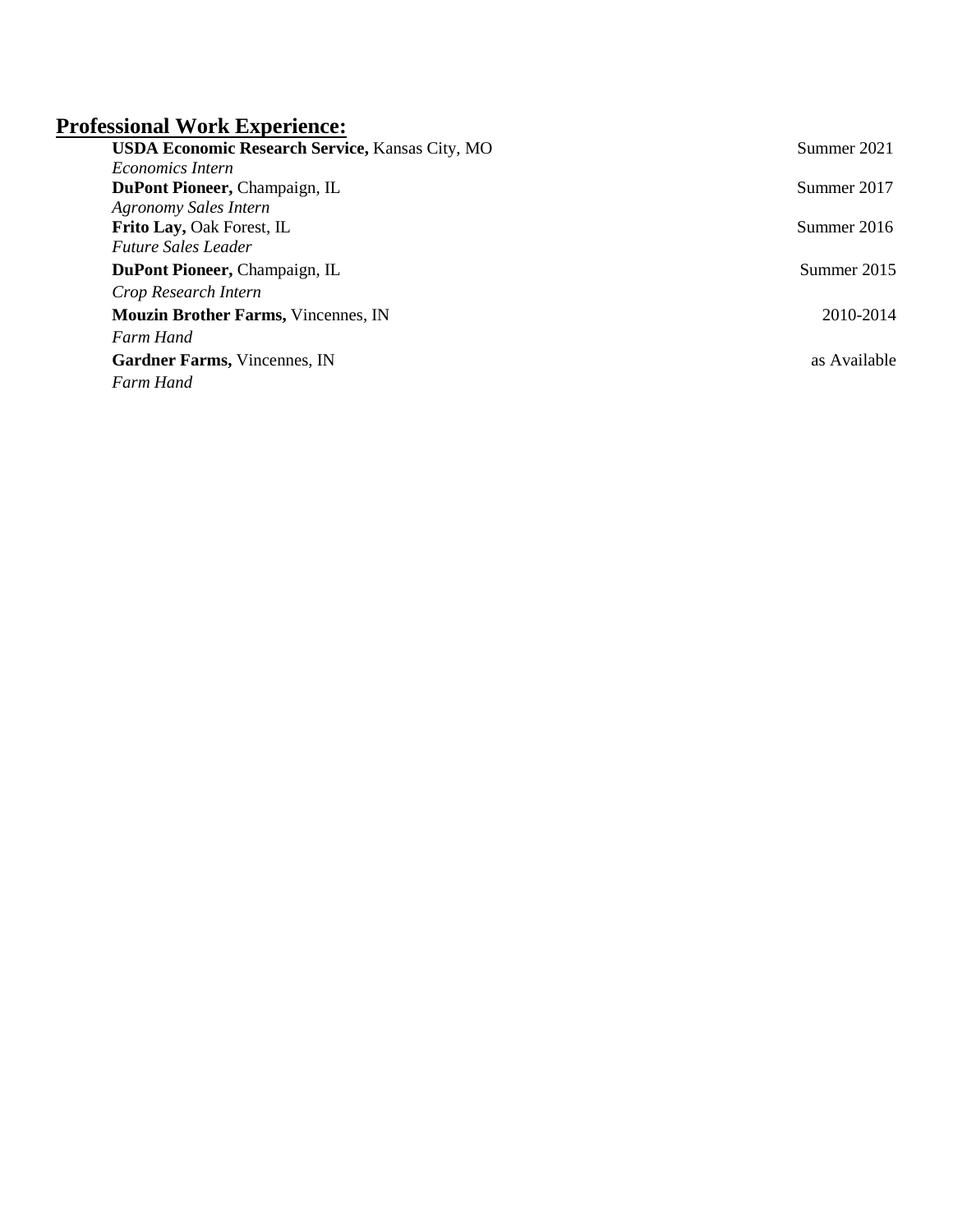## Professional Work Experience:

**USDA Economic Research Service,** Kansas City, MO — Summer 2021
*Economics Intern*

**DuPont Pioneer,** Champaign, IL — Summer 2017
*Agronomy Sales Intern*

**Frito Lay,** Oak Forest, IL — Summer 2016
*Future Sales Leader*

**DuPont Pioneer,** Champaign, IL — Summer 2015
*Crop Research Intern*

**Mouzin Brother Farms,** Vincennes, IN — 2010-2014
*Farm Hand*

**Gardner Farms,** Vincennes, IN — as Available
*Farm Hand*